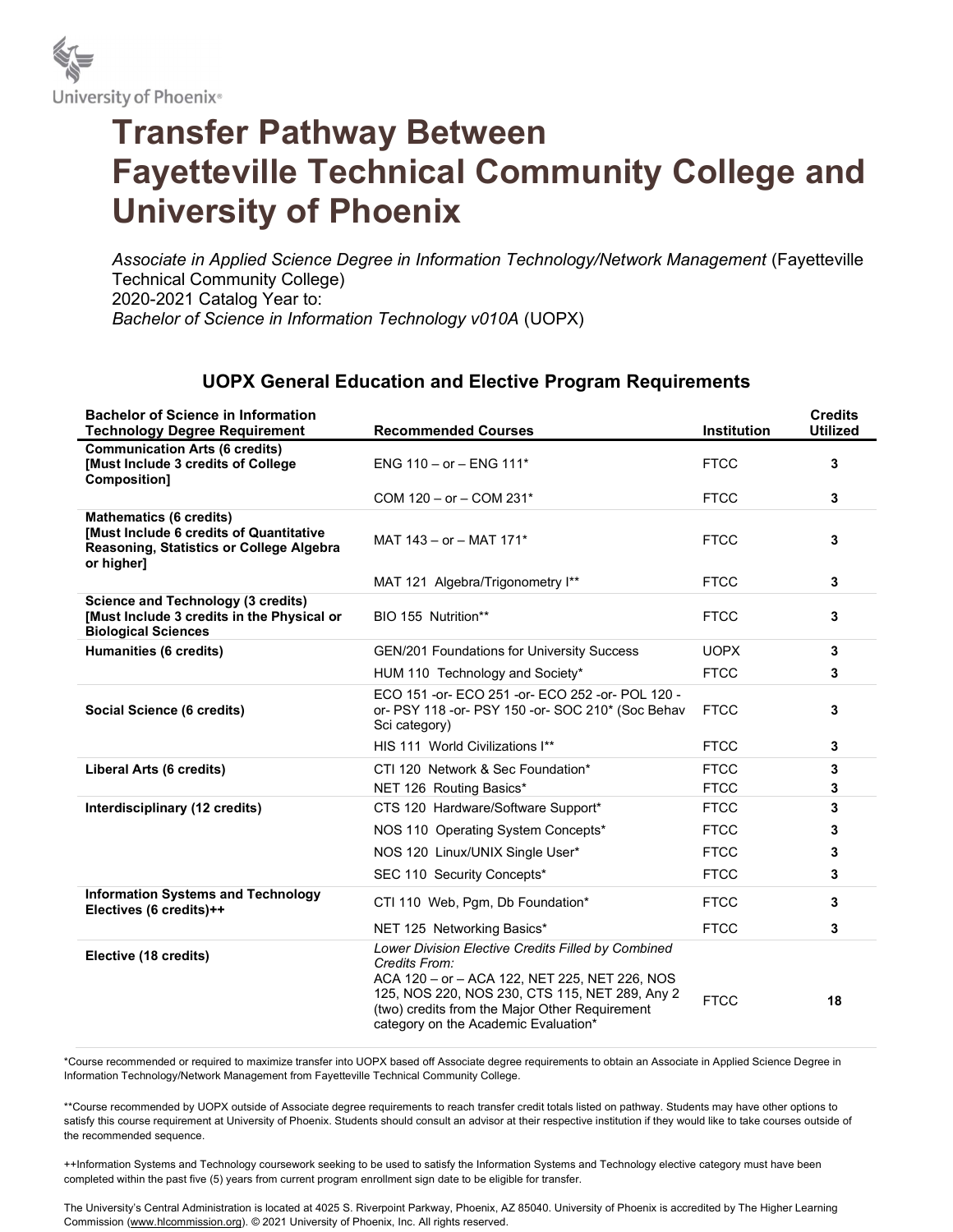# Transfer Pathway Between Fayetteville Technical Community College and University of Phoenix

*Associate in Applied Science Degree in Information Technology/Network Management* (Fayetteville Technical Community College)
2020-2021 Catalog Year to:
*Bachelor of Science in Information Technology v010A* (UOPX)

## UOPX General Education and Elective Program Requirements

| Bachelor of Science in Information Technology Degree Requirement | Recommended Courses | Institution | Credits Utilized |
|---|---|---|---|
| **Communication Arts (6 credits) [Must Include 3 credits of College Composition]** | ENG 110 – or – ENG 111* | FTCC | **3** |
| | COM 120 – or – COM 231* | FTCC | **3** |
| **Mathematics (6 credits) [Must Include 6 credits of Quantitative Reasoning, Statistics or College Algebra or higher]** | MAT 143 – or – MAT 171* | FTCC | **3** |
| | MAT 121 Algebra/Trigonometry I** | FTCC | **3** |
| **Science and Technology (3 credits) [Must Include 3 credits in the Physical or Biological Sciences** | BIO 155 Nutrition** | FTCC | **3** |
| **Humanities (6 credits)** | GEN/201 Foundations for University Success | UOPX | **3** |
| | HUM 110 Technology and Society* | FTCC | **3** |
| **Social Science (6 credits)** | ECO 151 -or- ECO 251 -or- ECO 252 -or- POL 120 -or- PSY 118 -or- PSY 150 -or- SOC 210* (Soc Behav Sci category) | FTCC | **3** |
| | HIS 111 World Civilizations I** | FTCC | **3** |
| **Liberal Arts (6 credits)** | CTI 120 Network & Sec Foundation* | FTCC | **3** |
| | NET 126 Routing Basics* | FTCC | **3** |
| **Interdisciplinary (12 credits)** | CTS 120 Hardware/Software Support* | FTCC | **3** |
| | NOS 110 Operating System Concepts* | FTCC | **3** |
| | NOS 120 Linux/UNIX Single User* | FTCC | **3** |
| | SEC 110 Security Concepts* | FTCC | **3** |
| **Information Systems and Technology Electives (6 credits)++** | CTI 110 Web, Pgm, Db Foundation* | FTCC | **3** |
| | NET 125 Networking Basics* | FTCC | **3** |
| **Elective (18 credits)** | *Lower Division Elective Credits Filled by Combined Credits From:* ACA 120 – or – ACA 122, NET 225, NET 226, NOS 125, NOS 220, NOS 230, CTS 115, NET 289, Any 2 (two) credits from the Major Other Requirement category on the Academic Evaluation* | FTCC | **18** |

*Course recommended or required to maximize transfer into UOPX based off Associate degree requirements to obtain an Associate in Applied Science Degree in Information Technology/Network Management from Fayetteville Technical Community College.

**Course recommended by UOPX outside of Associate degree requirements to reach transfer credit totals listed on pathway. Students may have other options to satisfy this course requirement at University of Phoenix. Students should consult an advisor at their respective institution if they would like to take courses outside of the recommended sequence.

++Information Systems and Technology coursework seeking to be used to satisfy the Information Systems and Technology elective category must have been completed within the past five (5) years from current program enrollment sign date to be eligible for transfer.

The University's Central Administration is located at 4025 S. Riverpoint Parkway, Phoenix, AZ 85040. University of Phoenix is accredited by The Higher Learning Commission (www.hlcommission.org). © 2021 University of Phoenix, Inc. All rights reserved.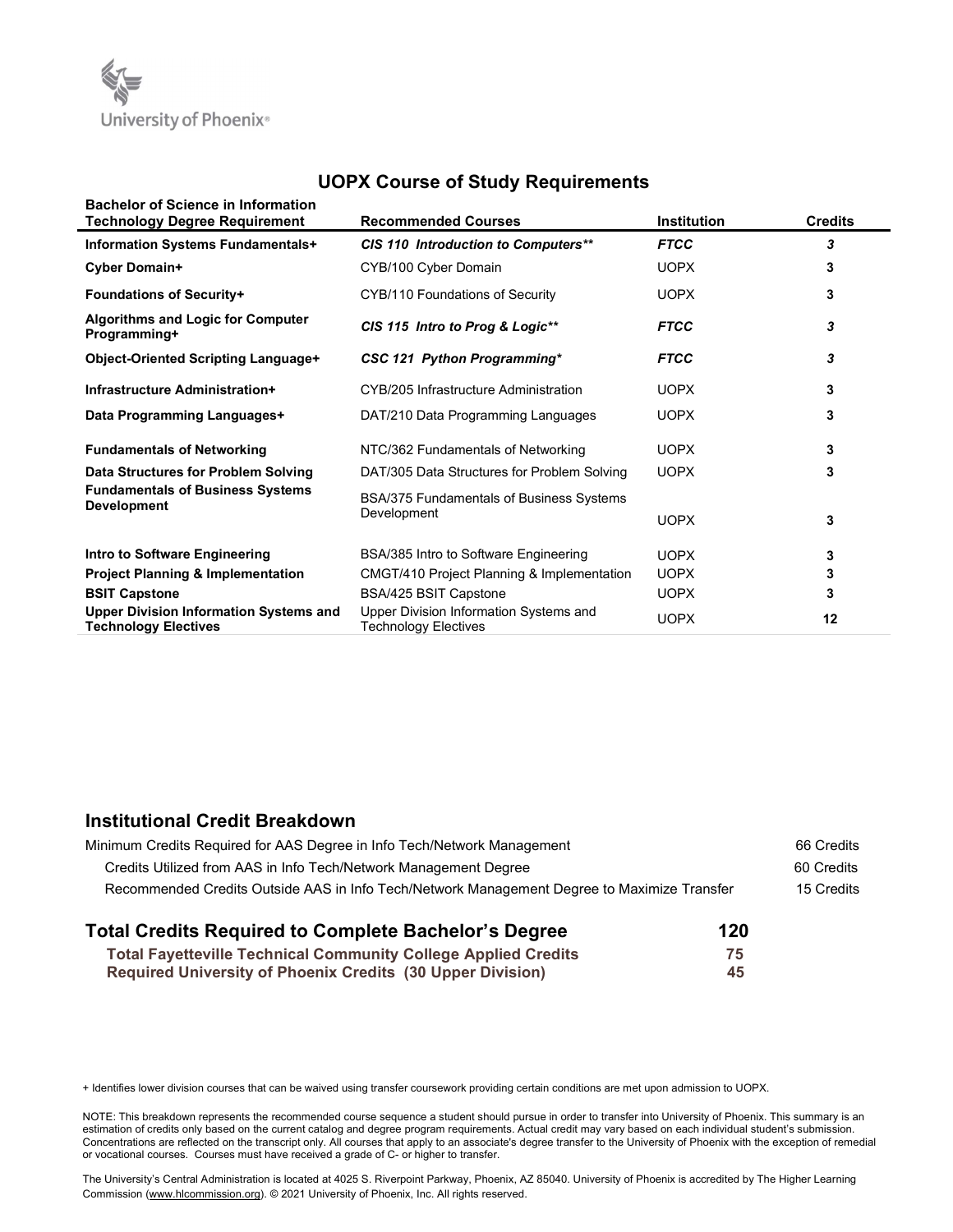## UOPX Course of Study Requirements

| Bachelor of Science in Information Technology Degree Requirement | Recommended Courses | Institution | Credits |
|---|---|---|---|
| **Information Systems Fundamentals+** | ***CIS 110 Introduction to Computers*** | ***FTCC*** | ***3*** |
| **Cyber Domain+** | CYB/100 Cyber Domain | UOPX | **3** |
| **Foundations of Security+** | CYB/110 Foundations of Security | UOPX | **3** |
| **Algorithms and Logic for Computer Programming+** | ***CIS 115 Intro to Prog & Logic*** | ***FTCC*** | ***3*** |
| **Object-Oriented Scripting Language+** | ***CSC 121 Python Programming**** | ***FTCC*** | ***3*** |
| **Infrastructure Administration+** | CYB/205 Infrastructure Administration | UOPX | **3** |
| **Data Programming Languages+** | DAT/210 Data Programming Languages | UOPX | **3** |
| **Fundamentals of Networking** | NTC/362 Fundamentals of Networking | UOPX | **3** |
| **Data Structures for Problem Solving** | DAT/305 Data Structures for Problem Solving | UOPX | **3** |
| **Fundamentals of Business Systems Development** | BSA/375 Fundamentals of Business Systems Development | UOPX | **3** |
| **Intro to Software Engineering** | BSA/385 Intro to Software Engineering | UOPX | **3** |
| **Project Planning & Implementation** | CMGT/410 Project Planning & Implementation | UOPX | **3** |
| **BSIT Capstone** | BSA/425 BSIT Capstone | UOPX | **3** |
| **Upper Division Information Systems and Technology Electives** | Upper Division Information Systems and Technology Electives | UOPX | **12** |

## Institutional Credit Breakdown

| | |
|---|---|
| Minimum Credits Required for AAS Degree in Info Tech/Network Management | 66 Credits |
| Credits Utilized from AAS in Info Tech/Network Management Degree | 60 Credits |
| Recommended Credits Outside AAS in Info Tech/Network Management Degree to Maximize Transfer | 15 Credits |

| | |
|---|---|
| **Total Credits Required to Complete Bachelor's Degree** | **120** |
| **Total Fayetteville Technical Community College Applied Credits** | **75** |
| **Required University of Phoenix Credits (30 Upper Division)** | **45** |

+ Identifies lower division courses that can be waived using transfer coursework providing certain conditions are met upon admission to UOPX.

NOTE: This breakdown represents the recommended course sequence a student should pursue in order to transfer into University of Phoenix. This summary is an estimation of credits only based on the current catalog and degree program requirements. Actual credit may vary based on each individual student's submission. Concentrations are reflected on the transcript only. All courses that apply to an associate's degree transfer to the University of Phoenix with the exception of remedial or vocational courses. Courses must have received a grade of C- or higher to transfer.

The University's Central Administration is located at 4025 S. Riverpoint Parkway, Phoenix, AZ 85040. University of Phoenix is accredited by The Higher Learning Commission (www.hlcommission.org). © 2021 University of Phoenix, Inc. All rights reserved.